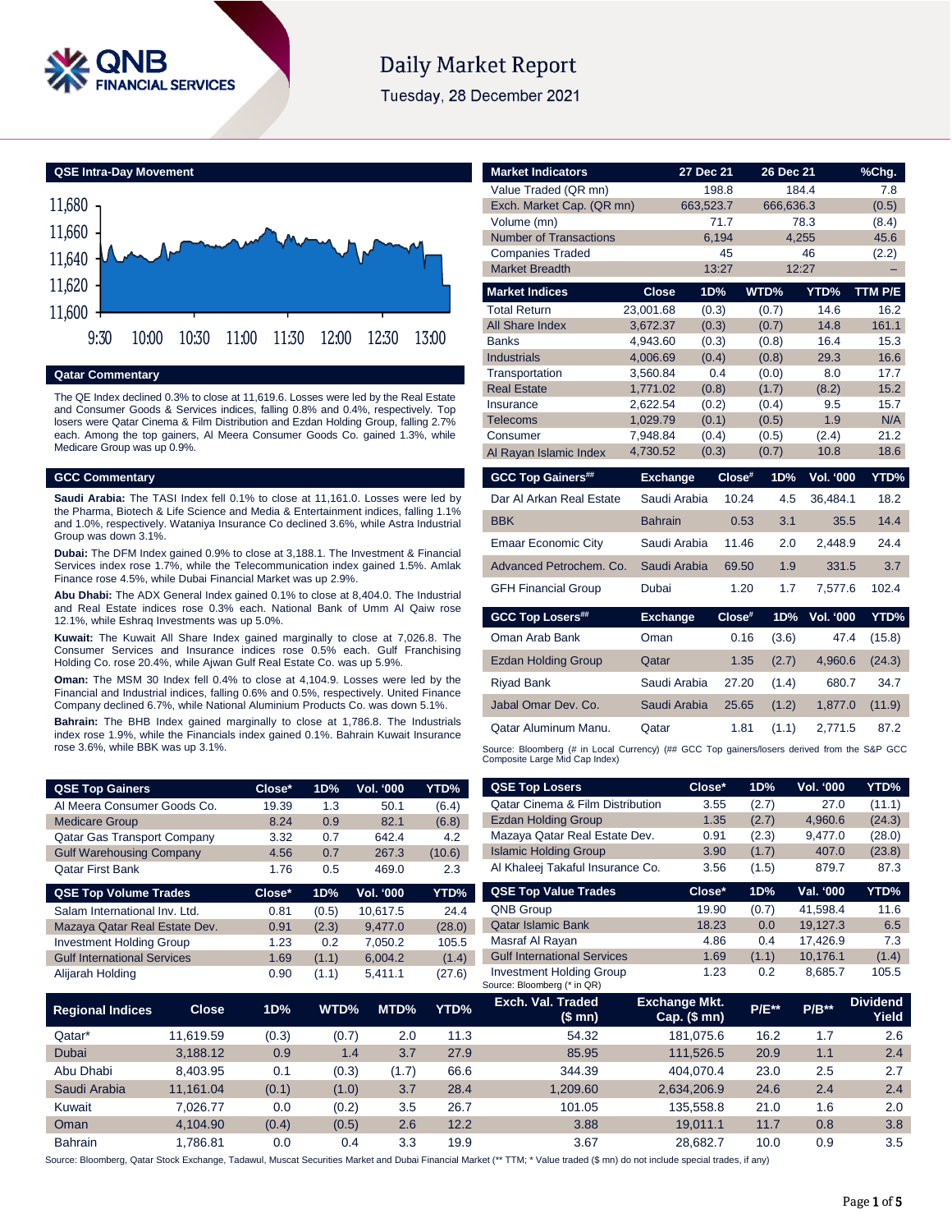# Daily Market Report

Tuesday, 28 December 2021

## QSE Intra-Day Movement

## Qatar Commentary

The QE Index declined 0.3% to close at 11,619.6. Losses were led by the Real Estate and Consumer Goods & Services indices, falling 0.8% and 0.4%, respectively. Top losers were Qatar Cinema & Film Distribution and Ezdan Holding Group, falling 2.7% each. Among the top gainers, Al Meera Consumer Goods Co. gained 1.3%, while Medicare Group was up 0.9%.

## GCC Commentary

**Saudi Arabia:** The TASI Index fell 0.1% to close at 11,161.0. Losses were led by the Pharma, Biotech & Life Science and Media & Entertainment indices, falling 1.1% and 1.0%, respectively. Wataniya Insurance Co declined 3.6%, while Astra Industrial Group was down 3.1%.

**Dubai:** The DFM Index gained 0.9% to close at 3,188.1. The Investment & Financial Services index rose 1.7%, while the Telecommunication index gained 1.5%. Amlak Finance rose 4.5%, while Dubai Financial Market was up 2.9%.

**Abu Dhabi:** The ADX General Index gained 0.1% to close at 8,404.0. The Industrial and Real Estate indices rose 0.3% each. National Bank of Umm Al Qaiw rose 12.1%, while Eshraq Investments was up 5.0%.

**Kuwait:** The Kuwait All Share Index gained marginally to close at 7,026.8. The Consumer Services and Insurance indices rose 0.5% each. Gulf Franchising Holding Co. rose 20.4%, while Ajwan Gulf Real Estate Co. was up 5.9%.

**Oman:** The MSM 30 Index fell 0.4% to close at 4,104.9. Losses were led by the Financial and Industrial indices, falling 0.6% and 0.5%, respectively. United Finance Company declined 6.7%, while National Aluminium Products Co. was down 5.1%.

**Bahrain:** The BHB Index gained marginally to close at 1,786.8. The Industrials index rose 1.9%, while the Financials index gained 0.1%. Bahrain Kuwait Insurance rose 3.6%, while BBK was up 3.1%.

| Market Indicators | 27 Dec 21 | 26 Dec 21 | %Chg. |
|---|---|---|---|
| Value Traded (QR mn) | 198.8 | 184.4 | 7.8 |
| Exch. Market Cap. (QR mn) | 663,523.7 | 666,636.3 | (0.5) |
| Volume (mn) | 71.7 | 78.3 | (8.4) |
| Number of Transactions | 6,194 | 4,255 | 45.6 |
| Companies Traded | 45 | 46 | (2.2) |
| Market Breadth | 13:27 | 12:27 | – |

| Market Indices | Close | 1D% | WTD% | YTD% | TTM P/E |
|---|---|---|---|---|---|
| Total Return | 23,001.68 | (0.3) | (0.7) | 14.6 | 16.2 |
| All Share Index | 3,672.37 | (0.3) | (0.7) | 14.8 | 161.1 |
| Banks | 4,943.60 | (0.3) | (0.8) | 16.4 | 15.3 |
| Industrials | 4,006.69 | (0.4) | (0.8) | 29.3 | 16.6 |
| Transportation | 3,560.84 | 0.4 | (0.0) | 8.0 | 17.7 |
| Real Estate | 1,771.02 | (0.8) | (1.7) | (8.2) | 15.2 |
| Insurance | 2,622.54 | (0.2) | (0.4) | 9.5 | 15.7 |
| Telecoms | 1,029.79 | (0.1) | (0.5) | 1.9 | N/A |
| Consumer | 7,948.84 | (0.4) | (0.5) | (2.4) | 21.2 |
| Al Rayan Islamic Index | 4,730.52 | (0.3) | (0.7) | 10.8 | 18.6 |

| GCC Top Gainers## | Exchange | Close# | 1D% | Vol. '000 | YTD% |
|---|---|---|---|---|---|
| Dar Al Arkan Real Estate | Saudi Arabia | 10.24 | 4.5 | 36,484.1 | 18.2 |
| BBK | Bahrain | 0.53 | 3.1 | 35.5 | 14.4 |
| Emaar Economic City | Saudi Arabia | 11.46 | 2.0 | 2,448.9 | 24.4 |
| Advanced Petrochem. Co. | Saudi Arabia | 69.50 | 1.9 | 331.5 | 3.7 |
| GFH Financial Group | Dubai | 1.20 | 1.7 | 7,577.6 | 102.4 |

| GCC Top Losers## | Exchange | Close# | 1D% | Vol. '000 | YTD% |
|---|---|---|---|---|---|
| Oman Arab Bank | Oman | 0.16 | (3.6) | 47.4 | (15.8) |
| Ezdan Holding Group | Qatar | 1.35 | (2.7) | 4,960.6 | (24.3) |
| Riyad Bank | Saudi Arabia | 27.20 | (1.4) | 680.7 | 34.7 |
| Jabal Omar Dev. Co. | Saudi Arabia | 25.65 | (1.2) | 1,877.0 | (11.9) |
| Qatar Aluminum Manu. | Qatar | 1.81 | (1.1) | 2,771.5 | 87.2 |

Source: Bloomberg (# in Local Currency) (## GCC Top gainers/losers derived from the S&P GCC Composite Large Mid Cap Index)

| QSE Top Gainers | Close* | 1D% | Vol. '000 | YTD% |
|---|---|---|---|---|
| Al Meera Consumer Goods Co. | 19.39 | 1.3 | 50.1 | (6.4) |
| Medicare Group | 8.24 | 0.9 | 82.1 | (6.8) |
| Qatar Gas Transport Company | 3.32 | 0.7 | 642.4 | 4.2 |
| Gulf Warehousing Company | 4.56 | 0.7 | 267.3 | (10.6) |
| Qatar First Bank | 1.76 | 0.5 | 469.0 | 2.3 |

| QSE Top Volume Trades | Close* | 1D% | Vol. '000 | YTD% |
|---|---|---|---|---|
| Salam International Inv. Ltd. | 0.81 | (0.5) | 10,617.5 | 24.4 |
| Mazaya Qatar Real Estate Dev. | 0.91 | (2.3) | 9,477.0 | (28.0) |
| Investment Holding Group | 1.23 | 0.2 | 7,050.2 | 105.5 |
| Gulf International Services | 1.69 | (1.1) | 6,004.2 | (1.4) |
| Alijarah Holding | 0.90 | (1.1) | 5,411.1 | (27.6) |

| QSE Top Losers | Close* | 1D% | Vol. '000 | YTD% |
|---|---|---|---|---|
| Qatar Cinema & Film Distribution | 3.55 | (2.7) | 27.0 | (11.1) |
| Ezdan Holding Group | 1.35 | (2.7) | 4,960.6 | (24.3) |
| Mazaya Qatar Real Estate Dev. | 0.91 | (2.3) | 9,477.0 | (28.0) |
| Islamic Holding Group | 3.90 | (1.7) | 407.0 | (23.8) |
| Al Khaleej Takaful Insurance Co. | 3.56 | (1.5) | 879.7 | 87.3 |

| QSE Top Value Trades | Close* | 1D% | Val. '000 | YTD% |
|---|---|---|---|---|
| QNB Group | 19.90 | (0.7) | 41,598.4 | 11.6 |
| Qatar Islamic Bank | 18.23 | 0.0 | 19,127.3 | 6.5 |
| Masraf Al Rayan | 4.86 | 0.4 | 17,426.9 | 7.3 |
| Gulf International Services | 1.69 | (1.1) | 10,176.1 | (1.4) |
| Investment Holding Group | 1.23 | 0.2 | 8,685.7 | 105.5 |

Source: Bloomberg (* in QR)

| Regional Indices | Close | 1D% | WTD% | MTD% | YTD% | Exch. Val. Traded ($ mn) | Exchange Mkt. Cap. ($ mn) | P/E** | P/B** | Dividend Yield |
|---|---|---|---|---|---|---|---|---|---|---|
| Qatar* | 11,619.59 | (0.3) | (0.7) | 2.0 | 11.3 | 54.32 | 181,075.6 | 16.2 | 1.7 | 2.6 |
| Dubai | 3,188.12 | 0.9 | 1.4 | 3.7 | 27.9 | 85.95 | 111,526.5 | 20.9 | 1.1 | 2.4 |
| Abu Dhabi | 8,403.95 | 0.1 | (0.3) | (1.7) | 66.6 | 344.39 | 404,070.4 | 23.0 | 2.5 | 2.7 |
| Saudi Arabia | 11,161.04 | (0.1) | (1.0) | 3.7 | 28.4 | 1,209.60 | 2,634,206.9 | 24.6 | 2.4 | 2.4 |
| Kuwait | 7,026.77 | 0.0 | (0.2) | 3.5 | 26.7 | 101.05 | 135,558.8 | 21.0 | 1.6 | 2.0 |
| Oman | 4,104.90 | (0.4) | (0.5) | 2.6 | 12.2 | 3.88 | 19,011.1 | 11.7 | 0.8 | 3.8 |
| Bahrain | 1,786.81 | 0.0 | 0.4 | 3.3 | 19.9 | 3.67 | 28,682.7 | 10.0 | 0.9 | 3.5 |

Source: Bloomberg, Qatar Stock Exchange, Tadawul, Muscat Securities Market and Dubai Financial Market (** TTM; * Value traded ($ mn) do not include special trades, if any)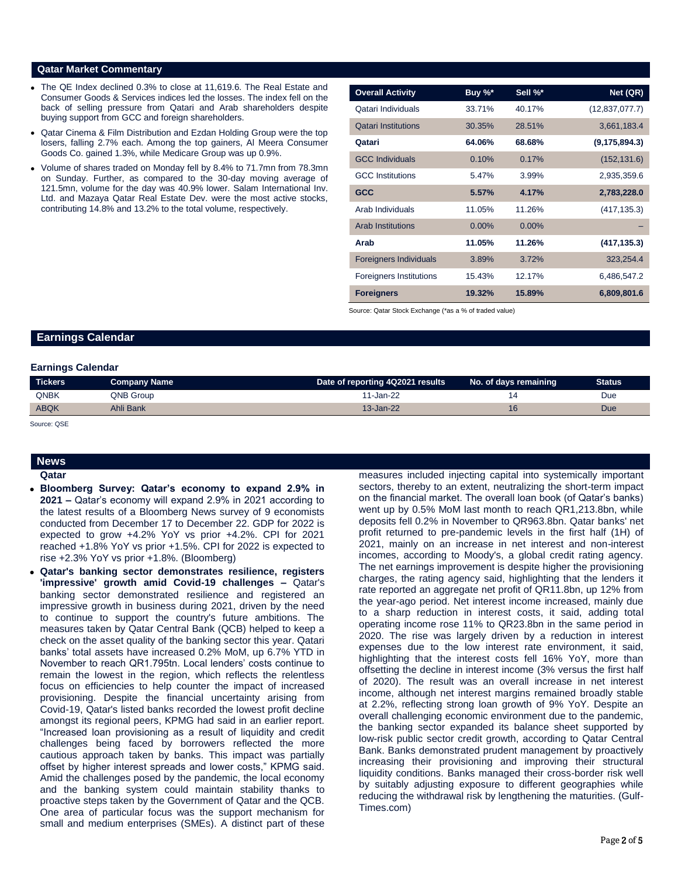## Qatar Market Commentary

- The QE Index declined 0.3% to close at 11,619.6. The Real Estate and Consumer Goods & Services indices led the losses. The index fell on the back of selling pressure from Qatari and Arab shareholders despite buying support from GCC and foreign shareholders.
- Qatar Cinema & Film Distribution and Ezdan Holding Group were the top losers, falling 2.7% each. Among the top gainers, Al Meera Consumer Goods Co. gained 1.3%, while Medicare Group was up 0.9%.
- Volume of shares traded on Monday fell by 8.4% to 71.7mn from 78.3mn on Sunday. Further, as compared to the 30-day moving average of 121.5mn, volume for the day was 40.9% lower. Salam International Inv. Ltd. and Mazaya Qatar Real Estate Dev. were the most active stocks, contributing 14.8% and 13.2% to the total volume, respectively.

| Overall Activity | Buy %* | Sell %* | Net (QR) |
|---|---|---|---|
| Qatari Individuals | 33.71% | 40.17% | (12,837,077.7) |
| Qatari Institutions | 30.35% | 28.51% | 3,661,183.4 |
| **Qatari** | **64.06%** | **68.68%** | **(9,175,894.3)** |
| GCC Individuals | 0.10% | 0.17% | (152,131.6) |
| GCC Institutions | 5.47% | 3.99% | 2,935,359.6 |
| **GCC** | **5.57%** | **4.17%** | **2,783,228.0** |
| Arab Individuals | 11.05% | 11.26% | (417,135.3) |
| Arab Institutions | 0.00% | 0.00% | – |
| **Arab** | **11.05%** | **11.26%** | **(417,135.3)** |
| Foreigners Individuals | 3.89% | 3.72% | 323,254.4 |
| Foreigners Institutions | 15.43% | 12.17% | 6,486,547.2 |
| **Foreigners** | **19.32%** | **15.89%** | **6,809,801.6** |

Source: Qatar Stock Exchange (*as a % of traded value)

## Earnings Calendar

### Earnings Calendar

| Tickers | Company Name | Date of reporting 4Q2021 results | No. of days remaining | Status |
|---|---|---|---|---|
| QNBK | QNB Group | 11-Jan-22 | 14 | Due |
| ABQK | Ahli Bank | 13-Jan-22 | 16 | Due |

Source: QSE

## News

### Qatar

- **Bloomberg Survey: Qatar's economy to expand 2.9% in 2021 –** Qatar's economy will expand 2.9% in 2021 according to the latest results of a Bloomberg News survey of 9 economists conducted from December 17 to December 22. GDP for 2022 is expected to grow +4.2% YoY vs prior +4.2%. CPI for 2021 reached +1.8% YoY vs prior +1.5%. CPI for 2022 is expected to rise +2.3% YoY vs prior +1.8%. (Bloomberg)
- **Qatar's banking sector demonstrates resilience, registers 'impressive' growth amid Covid-19 challenges –** Qatar's banking sector demonstrated resilience and registered an impressive growth in business during 2021, driven by the need to continue to support the country's future ambitions. The measures taken by Qatar Central Bank (QCB) helped to keep a check on the asset quality of the banking sector this year. Qatari banks' total assets have increased 0.2% MoM, up 6.7% YTD in November to reach QR1.795tn. Local lenders' costs continue to remain the lowest in the region, which reflects the relentless focus on efficiencies to help counter the impact of increased provisioning. Despite the financial uncertainty arising from Covid-19, Qatar's listed banks recorded the lowest profit decline amongst its regional peers, KPMG had said in an earlier report. "Increased loan provisioning as a result of liquidity and credit challenges being faced by borrowers reflected the more cautious approach taken by banks. This impact was partially offset by higher interest spreads and lower costs," KPMG said. Amid the challenges posed by the pandemic, the local economy and the banking system could maintain stability thanks to proactive steps taken by the Government of Qatar and the QCB. One area of particular focus was the support mechanism for small and medium enterprises (SMEs). A distinct part of these measures included injecting capital into systemically important sectors, thereby to an extent, neutralizing the short-term impact on the financial market. The overall loan book (of Qatar's banks) went up by 0.5% MoM last month to reach QR1,213.8bn, while deposits fell 0.2% in November to QR963.8bn. Qatar banks' net profit returned to pre-pandemic levels in the first half (1H) of 2021, mainly on an increase in net interest and non-interest incomes, according to Moody's, a global credit rating agency. The net earnings improvement is despite higher the provisioning charges, the rating agency said, highlighting that the lenders it rate reported an aggregate net profit of QR11.8bn, up 12% from the year-ago period. Net interest income increased, mainly due to a sharp reduction in interest costs, it said, adding total operating income rose 11% to QR23.8bn in the same period in 2020. The rise was largely driven by a reduction in interest expenses due to the low interest rate environment, it said, highlighting that the interest costs fell 16% YoY, more than offsetting the decline in interest income (3% versus the first half of 2020). The result was an overall increase in net interest income, although net interest margins remained broadly stable at 2.2%, reflecting strong loan growth of 9% YoY. Despite an overall challenging economic environment due to the pandemic, the banking sector expanded its balance sheet supported by low-risk public sector credit growth, according to Qatar Central Bank. Banks demonstrated prudent management by proactively increasing their provisioning and improving their structural liquidity conditions. Banks managed their cross-border risk well by suitably adjusting exposure to different geographies while reducing the withdrawal risk by lengthening the maturities. (Gulf-Times.com)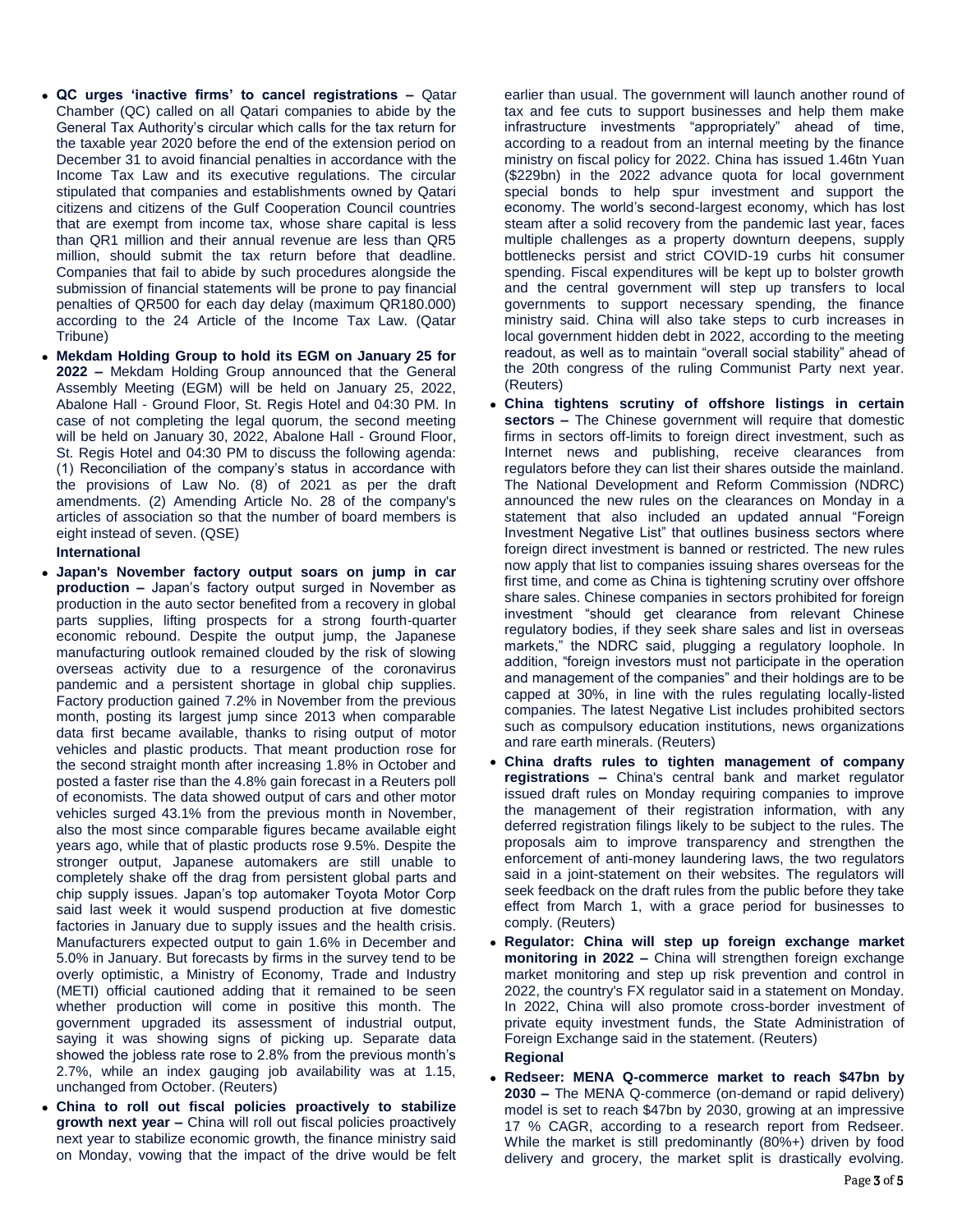- **QC urges 'inactive firms' to cancel registrations –** Qatar Chamber (QC) called on all Qatari companies to abide by the General Tax Authority's circular which calls for the tax return for the taxable year 2020 before the end of the extension period on December 31 to avoid financial penalties in accordance with the Income Tax Law and its executive regulations. The circular stipulated that companies and establishments owned by Qatari citizens and citizens of the Gulf Cooperation Council countries that are exempt from income tax, whose share capital is less than QR1 million and their annual revenue are less than QR5 million, should submit the tax return before that deadline. Companies that fail to abide by such procedures alongside the submission of financial statements will be prone to pay financial penalties of QR500 for each day delay (maximum QR180.000) according to the 24 Article of the Income Tax Law. (Qatar Tribune)
- **Mekdam Holding Group to hold its EGM on January 25 for 2022 –** Mekdam Holding Group announced that the General Assembly Meeting (EGM) will be held on January 25, 2022, Abalone Hall - Ground Floor, St. Regis Hotel and 04:30 PM. In case of not completing the legal quorum, the second meeting will be held on January 30, 2022, Abalone Hall - Ground Floor, St. Regis Hotel and 04:30 PM to discuss the following agenda: (1) Reconciliation of the company's status in accordance with the provisions of Law No. (8) of 2021 as per the draft amendments. (2) Amending Article No. 28 of the company's articles of association so that the number of board members is eight instead of seven. (QSE)

**International**

- **Japan's November factory output soars on jump in car production –** Japan's factory output surged in November as production in the auto sector benefited from a recovery in global parts supplies, lifting prospects for a strong fourth-quarter economic rebound. Despite the output jump, the Japanese manufacturing outlook remained clouded by the risk of slowing overseas activity due to a resurgence of the coronavirus pandemic and a persistent shortage in global chip supplies. Factory production gained 7.2% in November from the previous month, posting its largest jump since 2013 when comparable data first became available, thanks to rising output of motor vehicles and plastic products. That meant production rose for the second straight month after increasing 1.8% in October and posted a faster rise than the 4.8% gain forecast in a Reuters poll of economists. The data showed output of cars and other motor vehicles surged 43.1% from the previous month in November, also the most since comparable figures became available eight years ago, while that of plastic products rose 9.5%. Despite the stronger output, Japanese automakers are still unable to completely shake off the drag from persistent global parts and chip supply issues. Japan's top automaker Toyota Motor Corp said last week it would suspend production at five domestic factories in January due to supply issues and the health crisis. Manufacturers expected output to gain 1.6% in December and 5.0% in January. But forecasts by firms in the survey tend to be overly optimistic, a Ministry of Economy, Trade and Industry (METI) official cautioned adding that it remained to be seen whether production will come in positive this month. The government upgraded its assessment of industrial output, saying it was showing signs of picking up. Separate data showed the jobless rate rose to 2.8% from the previous month's 2.7%, while an index gauging job availability was at 1.15, unchanged from October. (Reuters)
- **China to roll out fiscal policies proactively to stabilize growth next year –** China will roll out fiscal policies proactively next year to stabilize economic growth, the finance ministry said on Monday, vowing that the impact of the drive would be felt earlier than usual. The government will launch another round of tax and fee cuts to support businesses and help them make infrastructure investments "appropriately" ahead of time, according to a readout from an internal meeting by the finance ministry on fiscal policy for 2022. China has issued 1.46tn Yuan ($229bn) in the 2022 advance quota for local government special bonds to help spur investment and support the economy. The world's second-largest economy, which has lost steam after a solid recovery from the pandemic last year, faces multiple challenges as a property downturn deepens, supply bottlenecks persist and strict COVID-19 curbs hit consumer spending. Fiscal expenditures will be kept up to bolster growth and the central government will step up transfers to local governments to support necessary spending, the finance ministry said. China will also take steps to curb increases in local government hidden debt in 2022, according to the meeting readout, as well as to maintain "overall social stability" ahead of the 20th congress of the ruling Communist Party next year. (Reuters)
- **China tightens scrutiny of offshore listings in certain sectors –** The Chinese government will require that domestic firms in sectors off-limits to foreign direct investment, such as Internet news and publishing, receive clearances from regulators before they can list their shares outside the mainland. The National Development and Reform Commission (NDRC) announced the new rules on the clearances on Monday in a statement that also included an updated annual "Foreign Investment Negative List" that outlines business sectors where foreign direct investment is banned or restricted. The new rules now apply that list to companies issuing shares overseas for the first time, and come as China is tightening scrutiny over offshore share sales. Chinese companies in sectors prohibited for foreign investment "should get clearance from relevant Chinese regulatory bodies, if they seek share sales and list in overseas markets," the NDRC said, plugging a regulatory loophole. In addition, "foreign investors must not participate in the operation and management of the companies" and their holdings are to be capped at 30%, in line with the rules regulating locally-listed companies. The latest Negative List includes prohibited sectors such as compulsory education institutions, news organizations and rare earth minerals. (Reuters)
- **China drafts rules to tighten management of company registrations –** China's central bank and market regulator issued draft rules on Monday requiring companies to improve the management of their registration information, with any deferred registration filings likely to be subject to the rules. The proposals aim to improve transparency and strengthen the enforcement of anti-money laundering laws, the two regulators said in a joint-statement on their websites. The regulators will seek feedback on the draft rules from the public before they take effect from March 1, with a grace period for businesses to comply. (Reuters)
- **Regulator: China will step up foreign exchange market monitoring in 2022 –** China will strengthen foreign exchange market monitoring and step up risk prevention and control in 2022, the country's FX regulator said in a statement on Monday. In 2022, China will also promote cross-border investment of private equity investment funds, the State Administration of Foreign Exchange said in the statement. (Reuters)

**Regional**

- **Redseer: MENA Q-commerce market to reach $47bn by 2030 –** The MENA Q-commerce (on-demand or rapid delivery) model is set to reach $47bn by 2030, growing at an impressive 17 % CAGR, according to a research report from Redseer. While the market is still predominantly (80%+) driven by food delivery and grocery, the market split is drastically evolving.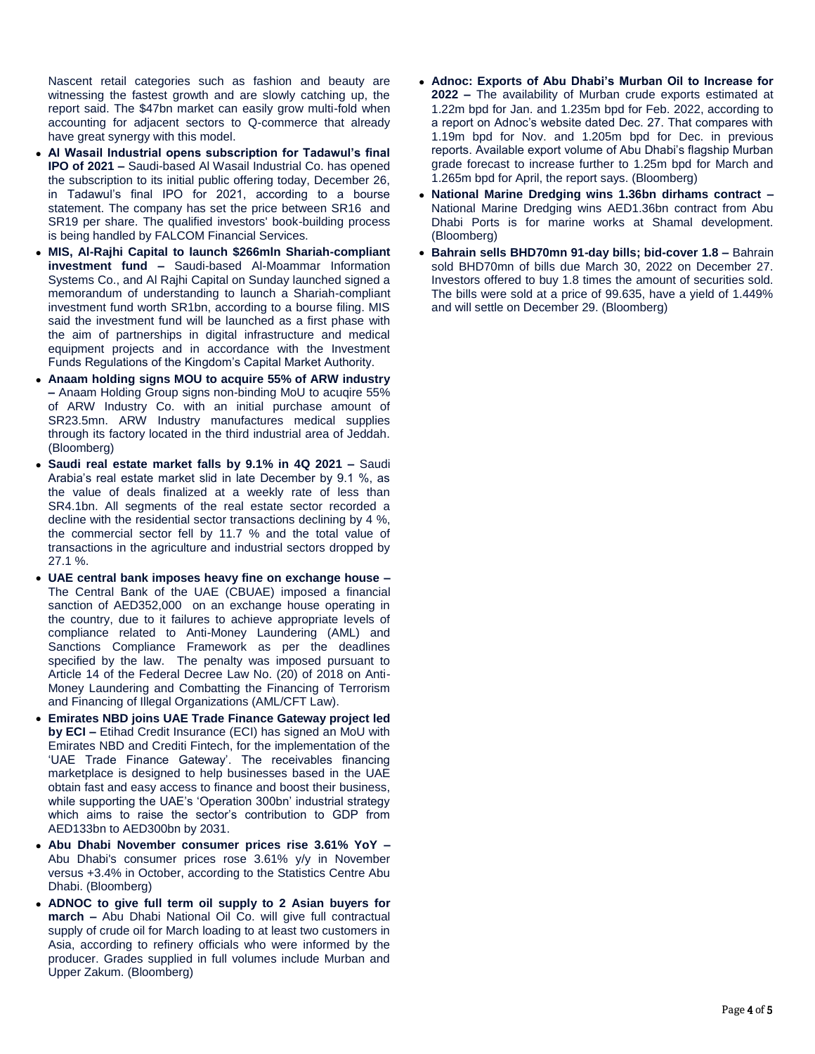Nascent retail categories such as fashion and beauty are witnessing the fastest growth and are slowly catching up, the report said. The $47bn market can easily grow multi-fold when accounting for adjacent sectors to Q-commerce that already have great synergy with this model.

- **Al Wasail Industrial opens subscription for Tadawul's final IPO of 2021 –** Saudi-based Al Wasail Industrial Co. has opened the subscription to its initial public offering today, December 26, in Tadawul's final IPO for 2021, according to a bourse statement. The company has set the price between SR16 and SR19 per share. The qualified investors' book-building process is being handled by FALCOM Financial Services.
- **MIS, Al-Rajhi Capital to launch $266mln Shariah-compliant investment fund –** Saudi-based Al-Moammar Information Systems Co., and Al Rajhi Capital on Sunday launched signed a memorandum of understanding to launch a Shariah-compliant investment fund worth SR1bn, according to a bourse filing. MIS said the investment fund will be launched as a first phase with the aim of partnerships in digital infrastructure and medical equipment projects and in accordance with the Investment Funds Regulations of the Kingdom's Capital Market Authority.
- **Anaam holding signs MOU to acquire 55% of ARW industry –** Anaam Holding Group signs non-binding MoU to acuqire 55% of ARW Industry Co. with an initial purchase amount of SR23.5mn. ARW Industry manufactures medical supplies through its factory located in the third industrial area of Jeddah. (Bloomberg)
- **Saudi real estate market falls by 9.1% in 4Q 2021 –** Saudi Arabia's real estate market slid in late December by 9.1 %, as the value of deals finalized at a weekly rate of less than SR4.1bn. All segments of the real estate sector recorded a decline with the residential sector transactions declining by 4 %, the commercial sector fell by 11.7 % and the total value of transactions in the agriculture and industrial sectors dropped by 27.1 %.
- **UAE central bank imposes heavy fine on exchange house –** The Central Bank of the UAE (CBUAE) imposed a financial sanction of AED352,000 on an exchange house operating in the country, due to it failures to achieve appropriate levels of compliance related to Anti-Money Laundering (AML) and Sanctions Compliance Framework as per the deadlines specified by the law. The penalty was imposed pursuant to Article 14 of the Federal Decree Law No. (20) of 2018 on Anti-Money Laundering and Combatting the Financing of Terrorism and Financing of Illegal Organizations (AML/CFT Law).
- **Emirates NBD joins UAE Trade Finance Gateway project led by ECI –** Etihad Credit Insurance (ECI) has signed an MoU with Emirates NBD and Crediti Fintech, for the implementation of the 'UAE Trade Finance Gateway'. The receivables financing marketplace is designed to help businesses based in the UAE obtain fast and easy access to finance and boost their business, while supporting the UAE's 'Operation 300bn' industrial strategy which aims to raise the sector's contribution to GDP from AED133bn to AED300bn by 2031.
- **Abu Dhabi November consumer prices rise 3.61% YoY –** Abu Dhabi's consumer prices rose 3.61% y/y in November versus +3.4% in October, according to the Statistics Centre Abu Dhabi. (Bloomberg)
- **ADNOC to give full term oil supply to 2 Asian buyers for march –** Abu Dhabi National Oil Co. will give full contractual supply of crude oil for March loading to at least two customers in Asia, according to refinery officials who were informed by the producer. Grades supplied in full volumes include Murban and Upper Zakum. (Bloomberg)
- **Adnoc: Exports of Abu Dhabi's Murban Oil to Increase for 2022 –** The availability of Murban crude exports estimated at 1.22m bpd for Jan. and 1.235m bpd for Feb. 2022, according to a report on Adnoc's website dated Dec. 27. That compares with 1.19m bpd for Nov. and 1.205m bpd for Dec. in previous reports. Available export volume of Abu Dhabi's flagship Murban grade forecast to increase further to 1.25m bpd for March and 1.265m bpd for April, the report says. (Bloomberg)
- **National Marine Dredging wins 1.36bn dirhams contract –** National Marine Dredging wins AED1.36bn contract from Abu Dhabi Ports is for marine works at Shamal development. (Bloomberg)
- **Bahrain sells BHD70mn 91-day bills; bid-cover 1.8 –** Bahrain sold BHD70mn of bills due March 30, 2022 on December 27. Investors offered to buy 1.8 times the amount of securities sold. The bills were sold at a price of 99.635, have a yield of 1.449% and will settle on December 29. (Bloomberg)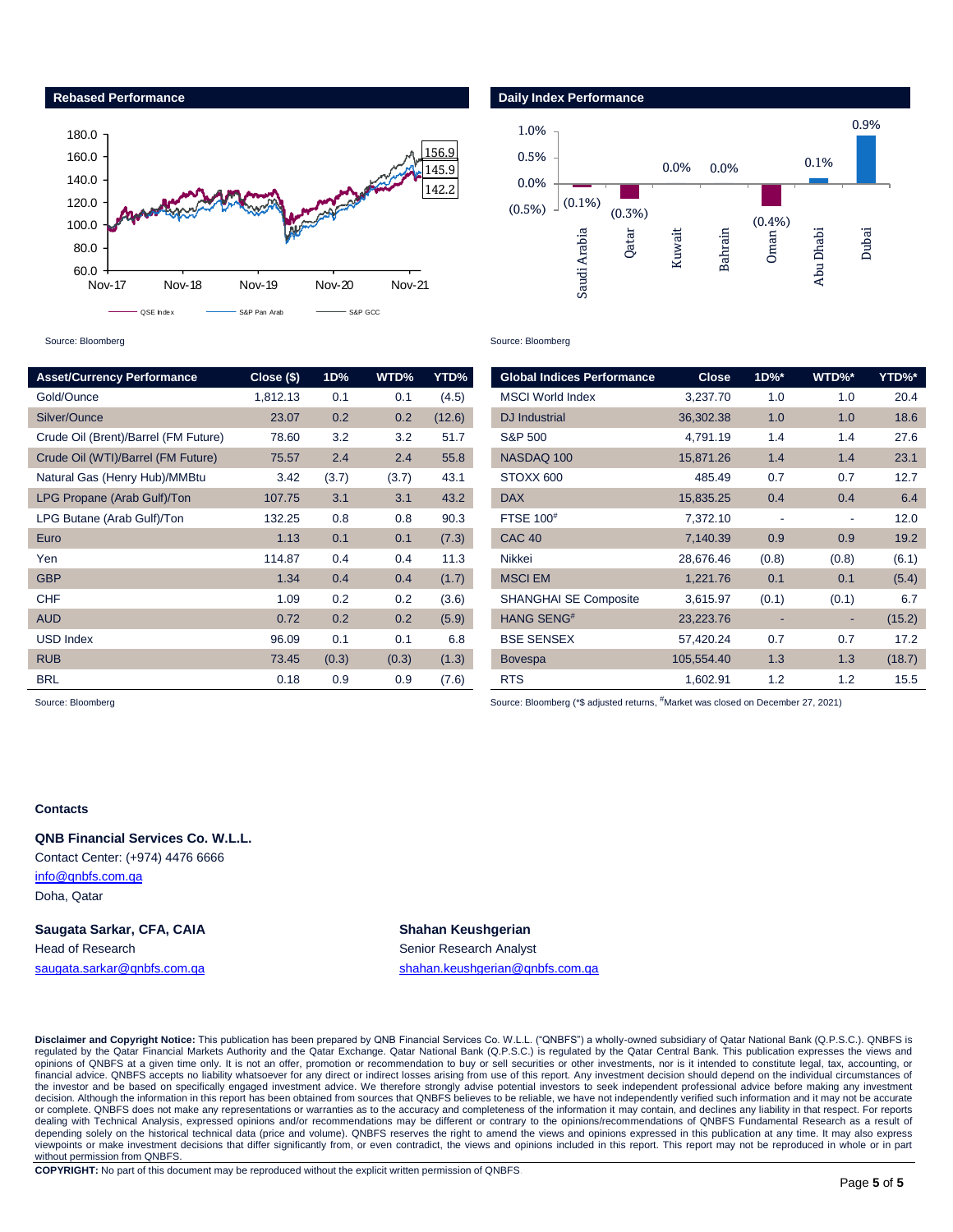**Rebased Performance**

180.0
160.0
140.0
120.0
100.0
80.0
60.0

Nov-17 Nov-18 Nov-19 Nov-20 Nov-21

156.9
145.9
142.2

QSE Index S&P Pan Arab S&P GCC

Source: Bloomberg

**Daily Index Performance**

1.0%
0.5%
0.0%
(0.5%)

(0.1%) (0.3%) 0.0% 0.0% (0.4%) 0.1% 0.9%

Saudi Arabia Qatar Kuwait Bahrain Oman Abu Dhabi Dubai

Source: Bloomberg

| Asset/Currency Performance | Close ($) | 1D% | WTD% | YTD% |
|---|---|---|---|---|
| Gold/Ounce | 1,812.13 | 0.1 | 0.1 | (4.5) |
| Silver/Ounce | 23.07 | 0.2 | 0.2 | (12.6) |
| Crude Oil (Brent)/Barrel (FM Future) | 78.60 | 3.2 | 3.2 | 51.7 |
| Crude Oil (WTI)/Barrel (FM Future) | 75.57 | 2.4 | 2.4 | 55.8 |
| Natural Gas (Henry Hub)/MMBtu | 3.42 | (3.7) | (3.7) | 43.1 |
| LPG Propane (Arab Gulf)/Ton | 107.75 | 3.1 | 3.1 | 43.2 |
| LPG Butane (Arab Gulf)/Ton | 132.25 | 0.8 | 0.8 | 90.3 |
| Euro | 1.13 | 0.1 | 0.1 | (7.3) |
| Yen | 114.87 | 0.4 | 0.4 | 11.3 |
| GBP | 1.34 | 0.4 | 0.4 | (1.7) |
| CHF | 1.09 | 0.2 | 0.2 | (3.6) |
| AUD | 0.72 | 0.2 | 0.2 | (5.9) |
| USD Index | 96.09 | 0.1 | 0.1 | 6.8 |
| RUB | 73.45 | (0.3) | (0.3) | (1.3) |
| BRL | 0.18 | 0.9 | 0.9 | (7.6) |

Source: Bloomberg

| Global Indices Performance | Close | 1D%* | WTD%* | YTD%* |
|---|---|---|---|---|
| MSCI World Index | 3,237.70 | 1.0 | 1.0 | 20.4 |
| DJ Industrial | 36,302.38 | 1.0 | 1.0 | 18.6 |
| S&P 500 | 4,791.19 | 1.4 | 1.4 | 27.6 |
| NASDAQ 100 | 15,871.26 | 1.4 | 1.4 | 23.1 |
| STOXX 600 | 485.49 | 0.7 | 0.7 | 12.7 |
| DAX | 15,835.25 | 0.4 | 0.4 | 6.4 |
| FTSE 100# | 7,372.10 | - | - | 12.0 |
| CAC 40 | 7,140.39 | 0.9 | 0.9 | 19.2 |
| Nikkei | 28,676.46 | (0.8) | (0.8) | (6.1) |
| MSCI EM | 1,221.76 | 0.1 | 0.1 | (5.4) |
| SHANGHAI SE Composite | 3,615.97 | (0.1) | (0.1) | 6.7 |
| HANG SENG# | 23,223.76 | - | - | (15.2) |
| BSE SENSEX | 57,420.24 | 0.7 | 0.7 | 17.2 |
| Bovespa | 105,554.40 | 1.3 | 1.3 | (18.7) |
| RTS | 1,602.91 | 1.2 | 1.2 | 15.5 |

Source: Bloomberg (*$ adjusted returns, #Market was closed on December 27, 2021)

**Contacts**

**QNB Financial Services Co. W.L.L.**
Contact Center: (+974) 4476 6666
info@qnbfs.com.qa
Doha, Qatar

**Saugata Sarkar, CFA, CAIA**
Head of Research
saugata.sarkar@qnbfs.com.qa

**Shahan Keushgerian**
Senior Research Analyst
shahan.keushgerian@qnbfs.com.qa

**Disclaimer and Copyright Notice:** This publication has been prepared by QNB Financial Services Co. W.L.L. ("QNBFS") a wholly-owned subsidiary of Qatar National Bank (Q.P.S.C.). QNBFS is regulated by the Qatar Financial Markets Authority and the Qatar Exchange. Qatar National Bank (Q.P.S.C.) is regulated by the Qatar Central Bank. This publication expresses the views and opinions of QNBFS at a given time only. It is not an offer, promotion or recommendation to buy or sell securities or other investments, nor is it intended to constitute legal, tax, accounting, or financial advice. QNBFS accepts no liability whatsoever for any direct or indirect losses arising from use of this report. Any investment decision should depend on the individual circumstances of the investor and be based on specifically engaged investment advice. We therefore strongly advise potential investors to seek independent professional advice before making any investment decision. Although the information in this report has been obtained from sources that QNBFS believes to be reliable, we have not independently verified such information and it may not be accurate or complete. QNBFS does not make any representations or warranties as to the accuracy and completeness of the information it may contain, and declines any liability in that respect. For reports dealing with Technical Analysis, expressed opinions and/or recommendations may be different or contrary to the opinions/recommendations of QNBFS Fundamental Research as a result of depending solely on the historical technical data (price and volume). QNBFS reserves the right to amend the views and opinions expressed in this publication at any time. It may also express viewpoints or make investment decisions that differ significantly from, or even contradict, the views and opinions included in this report. This report may not be reproduced in whole or in part without permission from QNBFS.

**COPYRIGHT:** No part of this document may be reproduced without the explicit written permission of QNBFS